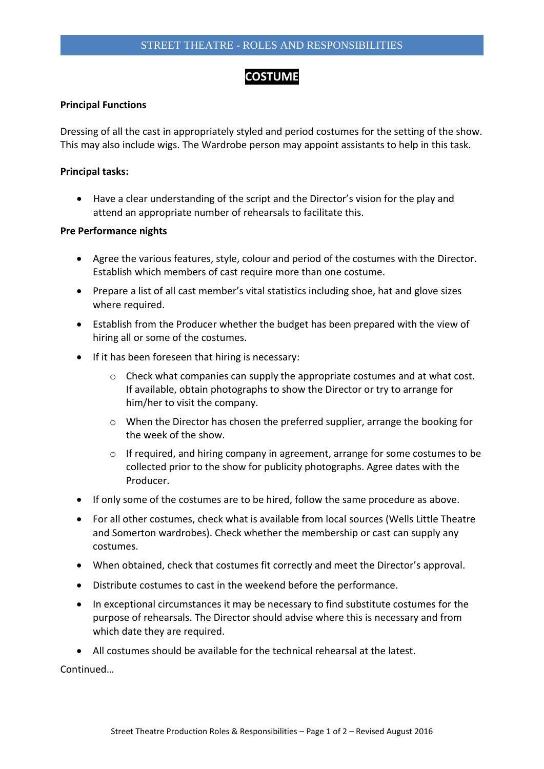# STREET THEATRE - ROLES AND RESPONSIBILITIES

## COSTUME

**Principal Functions**

Dressing of all the cast in appropriately styled and period costumes for the setting of the show. This may also include wigs. The Wardrobe person may appoint assistants to help in this task.

**Principal tasks:**

- Have a clear understanding of the script and the Director's vision for the play and attend an appropriate number of rehearsals to facilitate this.

**Pre Performance nights**

- Agree the various features, style, colour and period of the costumes with the Director. Establish which members of cast require more than one costume.
- Prepare a list of all cast member's vital statistics including shoe, hat and glove sizes where required.
- Establish from the Producer whether the budget has been prepared with the view of hiring all or some of the costumes.
- If it has been foreseen that hiring is necessary:
    - Check what companies can supply the appropriate costumes and at what cost. If available, obtain photographs to show the Director or try to arrange for him/her to visit the company.
    - When the Director has chosen the preferred supplier, arrange the booking for the week of the show.
    - If required, and hiring company in agreement, arrange for some costumes to be collected prior to the show for publicity photographs. Agree dates with the Producer.
- If only some of the costumes are to be hired, follow the same procedure as above.
- For all other costumes, check what is available from local sources (Wells Little Theatre and Somerton wardrobes). Check whether the membership or cast can supply any costumes.
- When obtained, check that costumes fit correctly and meet the Director's approval.
- Distribute costumes to cast in the weekend before the performance.
- In exceptional circumstances it may be necessary to find substitute costumes for the purpose of rehearsals. The Director should advise where this is necessary and from which date they are required.
- All costumes should be available for the technical rehearsal at the latest.

Continued…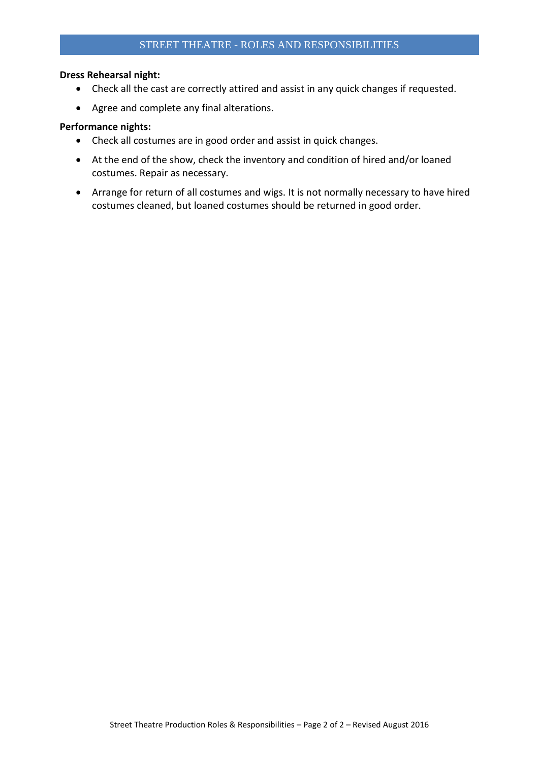**Dress Rehearsal night:**

- Check all the cast are correctly attired and assist in any quick changes if requested.
- Agree and complete any final alterations.

**Performance nights:**

- Check all costumes are in good order and assist in quick changes.
- At the end of the show, check the inventory and condition of hired and/or loaned costumes. Repair as necessary.
- Arrange for return of all costumes and wigs. It is not normally necessary to have hired costumes cleaned, but loaned costumes should be returned in good order.